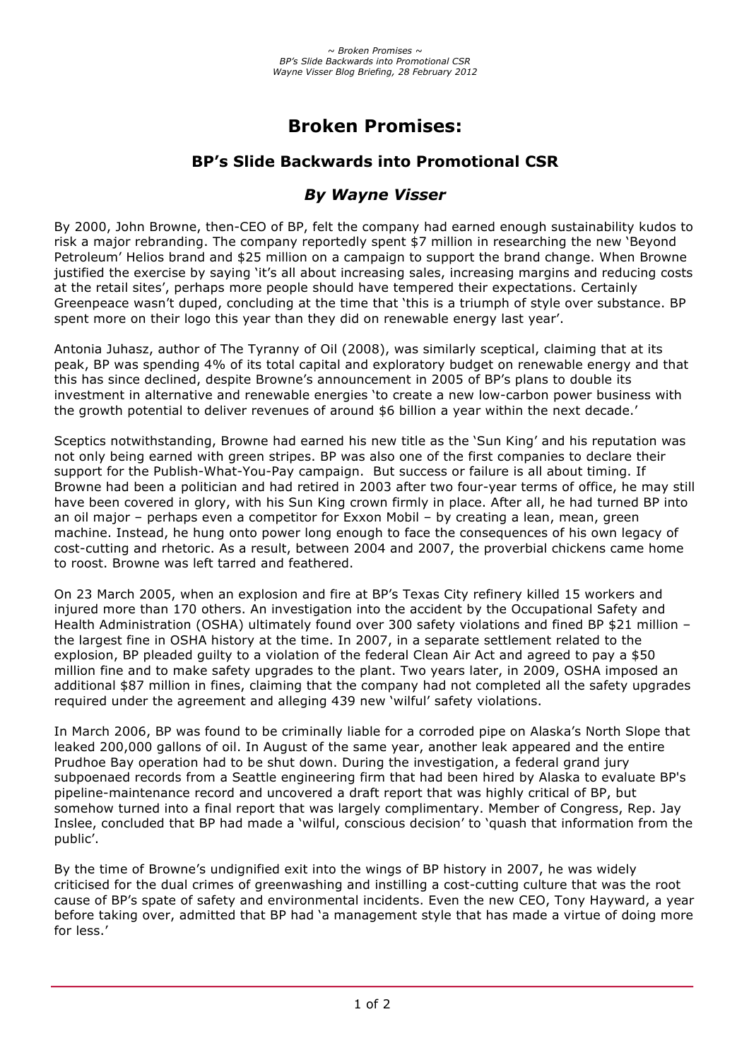# Broken Promises:

## BP's Slide Backwards into Promotional CSR

### *By Wayne Visser*

By 2000, John Browne, then-CEO of BP, felt the company had earned enough sustainability kudos to risk a major rebranding. The company reportedly spent $7 million in researching the new 'Beyond Petroleum' Helios brand and $25 million on a campaign to support the brand change. When Browne justified the exercise by saying 'it's all about increasing sales, increasing margins and reducing costs at the retail sites', perhaps more people should have tempered their expectations. Certainly Greenpeace wasn't duped, concluding at the time that 'this is a triumph of style over substance. BP spent more on their logo this year than they did on renewable energy last year'.

Antonia Juhasz, author of The Tyranny of Oil (2008), was similarly sceptical, claiming that at its peak, BP was spending 4% of its total capital and exploratory budget on renewable energy and that this has since declined, despite Browne's announcement in 2005 of BP's plans to double its investment in alternative and renewable energies 'to create a new low-carbon power business with the growth potential to deliver revenues of around $6 billion a year within the next decade.'

Sceptics notwithstanding, Browne had earned his new title as the 'Sun King' and his reputation was not only being earned with green stripes. BP was also one of the first companies to declare their support for the Publish-What-You-Pay campaign. But success or failure is all about timing. If Browne had been a politician and had retired in 2003 after two four-year terms of office, he may still have been covered in glory, with his Sun King crown firmly in place. After all, he had turned BP into an oil major – perhaps even a competitor for Exxon Mobil – by creating a lean, mean, green machine. Instead, he hung onto power long enough to face the consequences of his own legacy of cost-cutting and rhetoric. As a result, between 2004 and 2007, the proverbial chickens came home to roost. Browne was left tarred and feathered.

On 23 March 2005, when an explosion and fire at BP's Texas City refinery killed 15 workers and injured more than 170 others. An investigation into the accident by the Occupational Safety and Health Administration (OSHA) ultimately found over 300 safety violations and fined BP $21 million – the largest fine in OSHA history at the time. In 2007, in a separate settlement related to the explosion, BP pleaded guilty to a violation of the federal Clean Air Act and agreed to pay a $50 million fine and to make safety upgrades to the plant. Two years later, in 2009, OSHA imposed an additional $87 million in fines, claiming that the company had not completed all the safety upgrades required under the agreement and alleging 439 new 'wilful' safety violations.

In March 2006, BP was found to be criminally liable for a corroded pipe on Alaska's North Slope that leaked 200,000 gallons of oil. In August of the same year, another leak appeared and the entire Prudhoe Bay operation had to be shut down. During the investigation, a federal grand jury subpoenaed records from a Seattle engineering firm that had been hired by Alaska to evaluate BP's pipeline-maintenance record and uncovered a draft report that was highly critical of BP, but somehow turned into a final report that was largely complimentary. Member of Congress, Rep. Jay Inslee, concluded that BP had made a 'wilful, conscious decision' to 'quash that information from the public'.

By the time of Browne's undignified exit into the wings of BP history in 2007, he was widely criticised for the dual crimes of greenwashing and instilling a cost-cutting culture that was the root cause of BP's spate of safety and environmental incidents. Even the new CEO, Tony Hayward, a year before taking over, admitted that BP had 'a management style that has made a virtue of doing more for less.'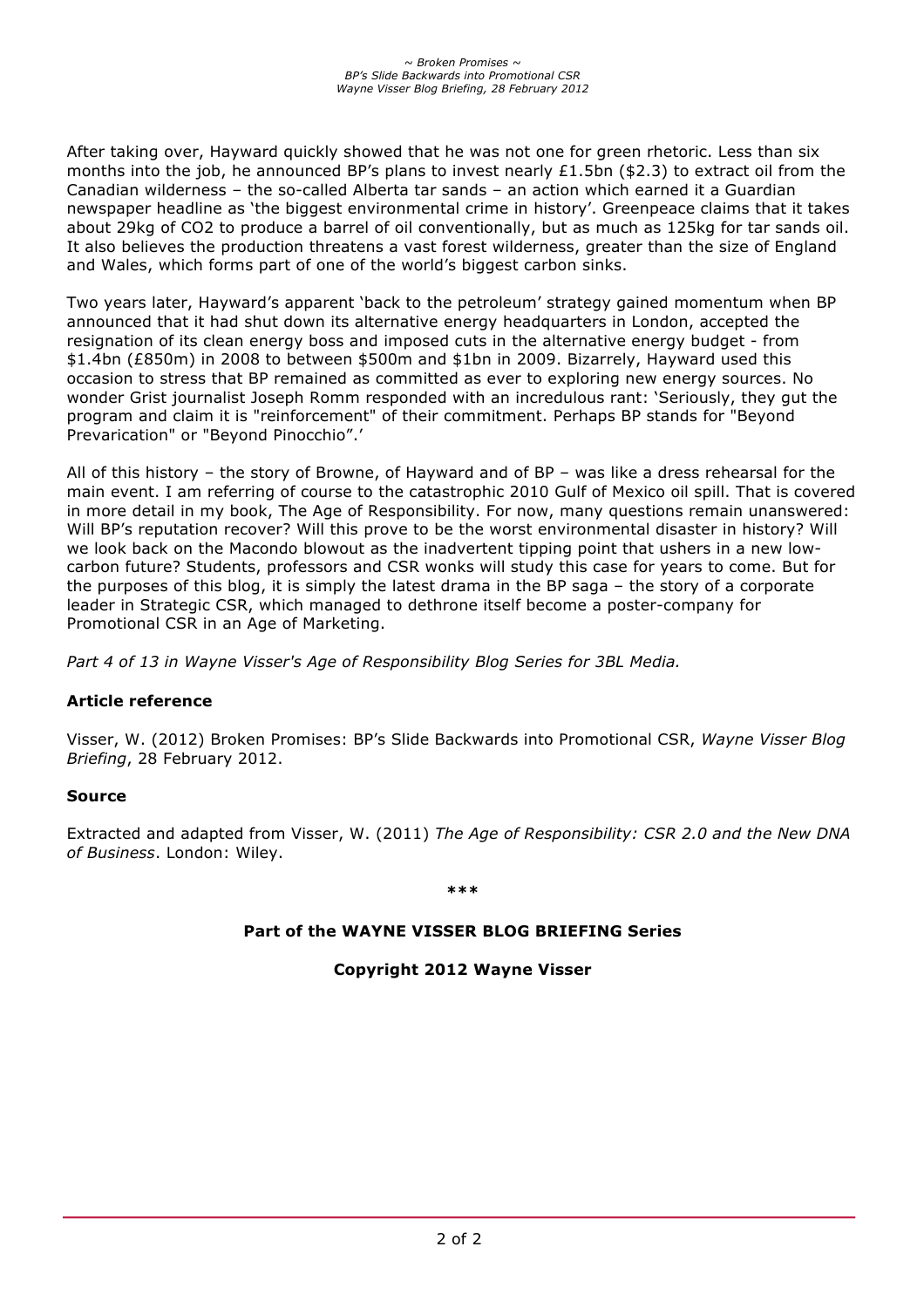After taking over, Hayward quickly showed that he was not one for green rhetoric. Less than six months into the job, he announced BP's plans to invest nearly £1.5bn ($2.3) to extract oil from the Canadian wilderness – the so-called Alberta tar sands – an action which earned it a Guardian newspaper headline as 'the biggest environmental crime in history'. Greenpeace claims that it takes about 29kg of $CO_2$ to produce a barrel of oil conventionally, but as much as 125kg for tar sands oil. It also believes the production threatens a vast forest wilderness, greater than the size of England and Wales, which forms part of one of the world's biggest carbon sinks.

Two years later, Hayward's apparent 'back to the petroleum' strategy gained momentum when BP announced that it had shut down its alternative energy headquarters in London, accepted the resignation of its clean energy boss and imposed cuts in the alternative energy budget - from $1.4bn (£850m) in 2008 to between $500m and $1bn in 2009. Bizarrely, Hayward used this occasion to stress that BP remained as committed as ever to exploring new energy sources. No wonder Grist journalist Joseph Romm responded with an incredulous rant: 'Seriously, they gut the program and claim it is "reinforcement" of their commitment. Perhaps BP stands for "Beyond Prevarication" or "Beyond Pinocchio".'

All of this history – the story of Browne, of Hayward and of BP – was like a dress rehearsal for the main event. I am referring of course to the catastrophic 2010 Gulf of Mexico oil spill. That is covered in more detail in my book, The Age of Responsibility. For now, many questions remain unanswered: Will BP's reputation recover? Will this prove to be the worst environmental disaster in history? Will we look back on the Macondo blowout as the inadvertent tipping point that ushers in a new low-carbon future? Students, professors and CSR wonks will study this case for years to come. But for the purposes of this blog, it is simply the latest drama in the BP saga – the story of a corporate leader in Strategic CSR, which managed to dethrone itself become a poster-company for Promotional CSR in an Age of Marketing.

*Part 4 of 13 in Wayne Visser's Age of Responsibility Blog Series for 3BL Media.*

**Article reference**

Visser, W. (2012) Broken Promises: BP's Slide Backwards into Promotional CSR, *Wayne Visser Blog Briefing*, 28 February 2012.

**Source**

Extracted and adapted from Visser, W. (2011) *The Age of Responsibility: CSR 2.0 and the New DNA of Business*. London: Wiley.

***

**Part of the WAYNE VISSER BLOG BRIEFING Series**

**Copyright 2012 Wayne Visser**